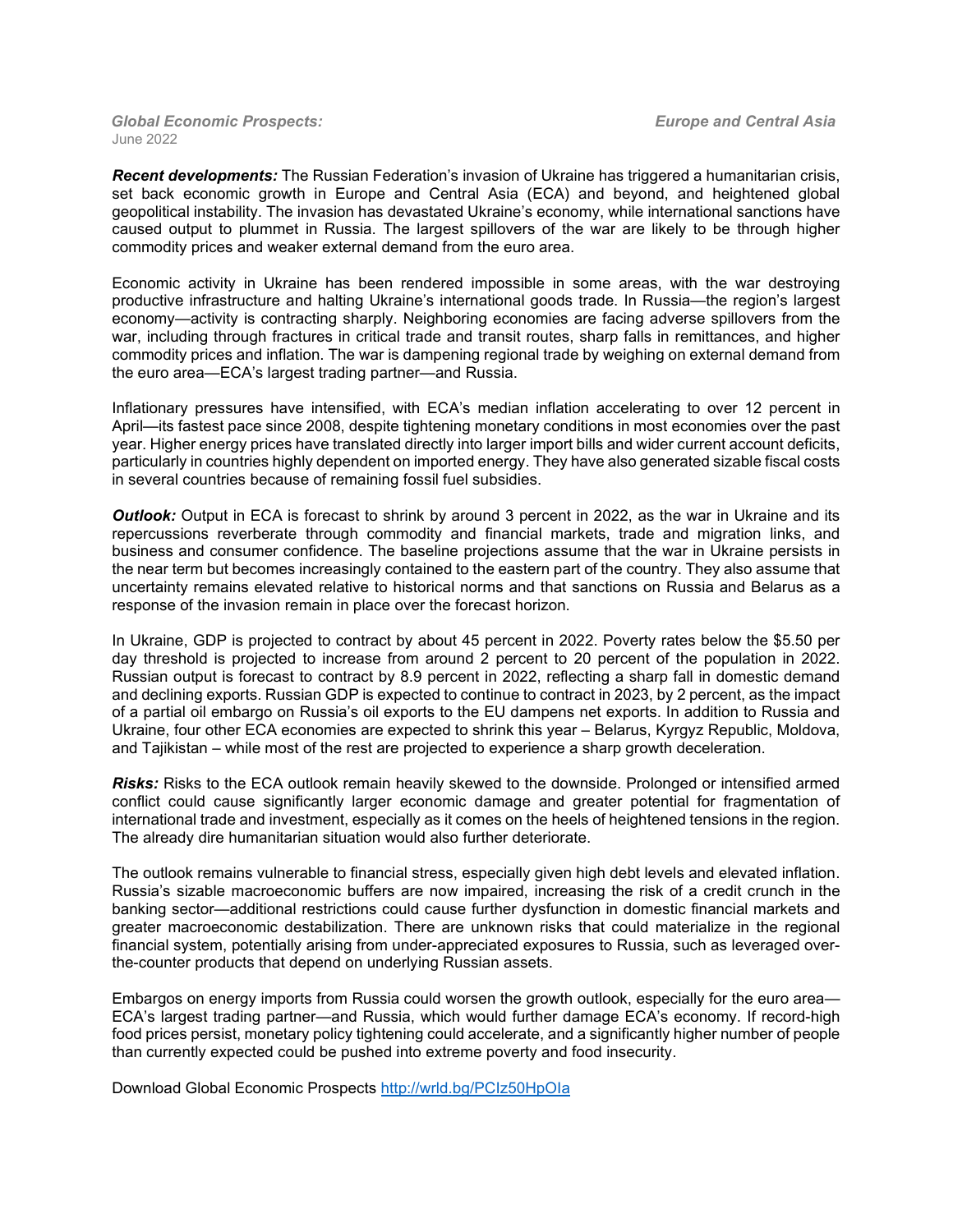*Global Economic Prospects:* June 2022

*Europe and Central Asia*

***Recent developments:*** The Russian Federation's invasion of Ukraine has triggered a humanitarian crisis, set back economic growth in Europe and Central Asia (ECA) and beyond, and heightened global geopolitical instability. The invasion has devastated Ukraine's economy, while international sanctions have caused output to plummet in Russia. The largest spillovers of the war are likely to be through higher commodity prices and weaker external demand from the euro area.

Economic activity in Ukraine has been rendered impossible in some areas, with the war destroying productive infrastructure and halting Ukraine's international goods trade. In Russia—the region's largest economy—activity is contracting sharply. Neighboring economies are facing adverse spillovers from the war, including through fractures in critical trade and transit routes, sharp falls in remittances, and higher commodity prices and inflation. The war is dampening regional trade by weighing on external demand from the euro area—ECA's largest trading partner—and Russia.

Inflationary pressures have intensified, with ECA's median inflation accelerating to over 12 percent in April—its fastest pace since 2008, despite tightening monetary conditions in most economies over the past year. Higher energy prices have translated directly into larger import bills and wider current account deficits, particularly in countries highly dependent on imported energy. They have also generated sizable fiscal costs in several countries because of remaining fossil fuel subsidies.

***Outlook:*** Output in ECA is forecast to shrink by around 3 percent in 2022, as the war in Ukraine and its repercussions reverberate through commodity and financial markets, trade and migration links, and business and consumer confidence. The baseline projections assume that the war in Ukraine persists in the near term but becomes increasingly contained to the eastern part of the country. They also assume that uncertainty remains elevated relative to historical norms and that sanctions on Russia and Belarus as a response of the invasion remain in place over the forecast horizon.

In Ukraine, GDP is projected to contract by about 45 percent in 2022. Poverty rates below the $5.50 per day threshold is projected to increase from around 2 percent to 20 percent of the population in 2022. Russian output is forecast to contract by 8.9 percent in 2022, reflecting a sharp fall in domestic demand and declining exports. Russian GDP is expected to continue to contract in 2023, by 2 percent, as the impact of a partial oil embargo on Russia's oil exports to the EU dampens net exports. In addition to Russia and Ukraine, four other ECA economies are expected to shrink this year – Belarus, Kyrgyz Republic, Moldova, and Tajikistan – while most of the rest are projected to experience a sharp growth deceleration.

***Risks:*** Risks to the ECA outlook remain heavily skewed to the downside. Prolonged or intensified armed conflict could cause significantly larger economic damage and greater potential for fragmentation of international trade and investment, especially as it comes on the heels of heightened tensions in the region. The already dire humanitarian situation would also further deteriorate.

The outlook remains vulnerable to financial stress, especially given high debt levels and elevated inflation. Russia's sizable macroeconomic buffers are now impaired, increasing the risk of a credit crunch in the banking sector—additional restrictions could cause further dysfunction in domestic financial markets and greater macroeconomic destabilization. There are unknown risks that could materialize in the regional financial system, potentially arising from under-appreciated exposures to Russia, such as leveraged over-the-counter products that depend on underlying Russian assets.

Embargos on energy imports from Russia could worsen the growth outlook, especially for the euro area—ECA's largest trading partner—and Russia, which would further damage ECA's economy. If record-high food prices persist, monetary policy tightening could accelerate, and a significantly higher number of people than currently expected could be pushed into extreme poverty and food insecurity.

Download Global Economic Prospects [http://wrld.bg/PCIz50HpOIa](http://wrld.bg/PCIz50HpOIa)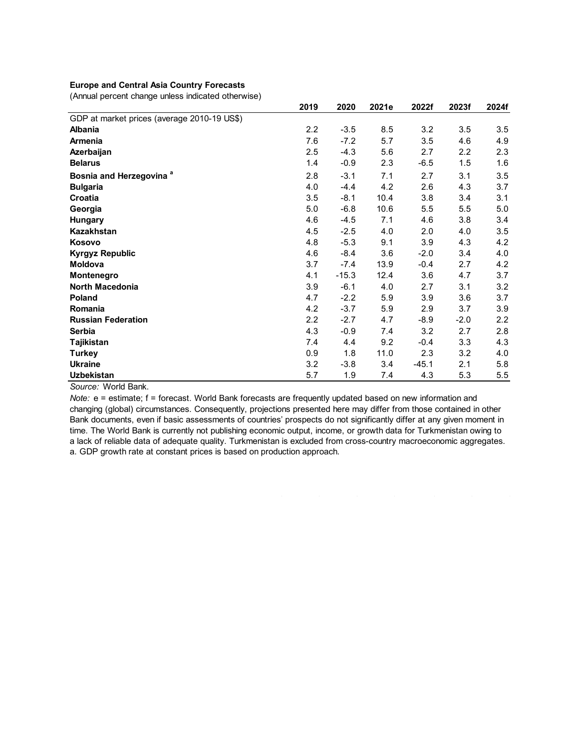**Europe and Central Asia Country Forecasts**

(Annual percent change unless indicated otherwise)

| | 2019 | 2020 | 2021e | 2022f | 2023f | 2024f |
|---|---|---|---|---|---|---|
| GDP at market prices (average 2010-19 US$) | | | | | | |
| **Albania** | 2.2 | -3.5 | 8.5 | 3.2 | 3.5 | 3.5 |
| **Armenia** | 7.6 | -7.2 | 5.7 | 3.5 | 4.6 | 4.9 |
| **Azerbaijan** | 2.5 | -4.3 | 5.6 | 2.7 | 2.2 | 2.3 |
| **Belarus** | 1.4 | -0.9 | 2.3 | -6.5 | 1.5 | 1.6 |
| **Bosnia and Herzegovina** [a] | 2.8 | -3.1 | 7.1 | 2.7 | 3.1 | 3.5 |
| **Bulgaria** | 4.0 | -4.4 | 4.2 | 2.6 | 4.3 | 3.7 |
| **Croatia** | 3.5 | -8.1 | 10.4 | 3.8 | 3.4 | 3.1 |
| **Georgia** | 5.0 | -6.8 | 10.6 | 5.5 | 5.5 | 5.0 |
| **Hungary** | 4.6 | -4.5 | 7.1 | 4.6 | 3.8 | 3.4 |
| **Kazakhstan** | 4.5 | -2.5 | 4.0 | 2.0 | 4.0 | 3.5 |
| **Kosovo** | 4.8 | -5.3 | 9.1 | 3.9 | 4.3 | 4.2 |
| **Kyrgyz Republic** | 4.6 | -8.4 | 3.6 | -2.0 | 3.4 | 4.0 |
| **Moldova** | 3.7 | -7.4 | 13.9 | -0.4 | 2.7 | 4.2 |
| **Montenegro** | 4.1 | -15.3 | 12.4 | 3.6 | 4.7 | 3.7 |
| **North Macedonia** | 3.9 | -6.1 | 4.0 | 2.7 | 3.1 | 3.2 |
| **Poland** | 4.7 | -2.2 | 5.9 | 3.9 | 3.6 | 3.7 |
| **Romania** | 4.2 | -3.7 | 5.9 | 2.9 | 3.7 | 3.9 |
| **Russian Federation** | 2.2 | -2.7 | 4.7 | -8.9 | -2.0 | 2.2 |
| **Serbia** | 4.3 | -0.9 | 7.4 | 3.2 | 2.7 | 2.8 |
| **Tajikistan** | 7.4 | 4.4 | 9.2 | -0.4 | 3.3 | 4.3 |
| **Turkey** | 0.9 | 1.8 | 11.0 | 2.3 | 3.2 | 4.0 |
| **Ukraine** | 3.2 | -3.8 | 3.4 | -45.1 | 2.1 | 5.8 |
| **Uzbekistan** | 5.7 | 1.9 | 7.4 | 4.3 | 5.3 | 5.5 |

*Source:* World Bank.

*Note:* e = estimate; f = forecast. World Bank forecasts are frequently updated based on new information and changing (global) circumstances. Consequently, projections presented here may differ from those contained in other Bank documents, even if basic assessments of countries' prospects do not significantly differ at any given moment in time. The World Bank is currently not publishing economic output, income, or growth data for Turkmenistan owing to a lack of reliable data of adequate quality. Turkmenistan is excluded from cross-country macroeconomic aggregates.

a. GDP growth rate at constant prices is based on production approach.